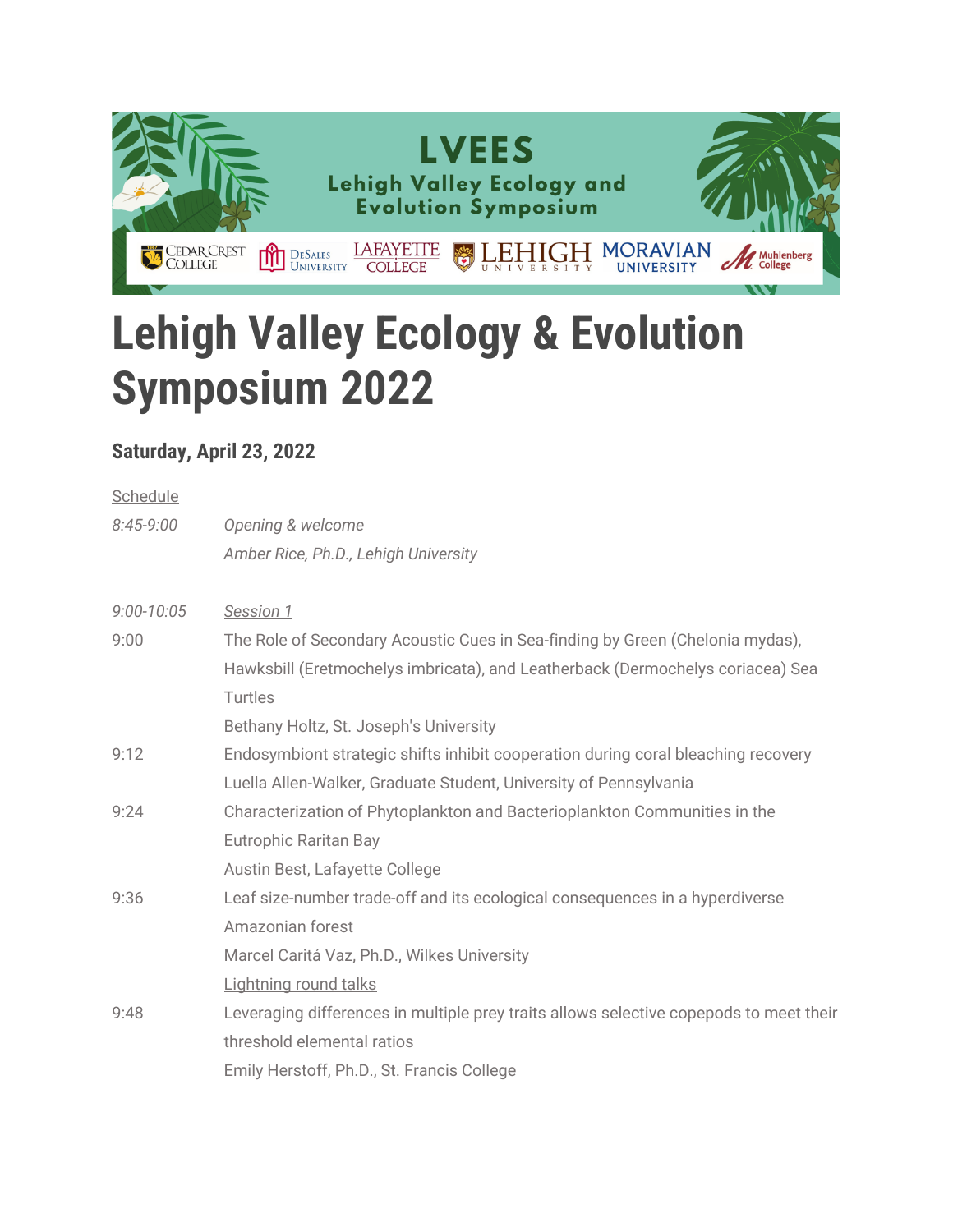# Lehigh Valley Ecology & Evolution Symposium 2022

### Saturday, April 23, 2022

Schedule

| | |
|---|---|
| *8:45-9:00* | *Opening & welcome* |
| | *Amber Rice, Ph.D., Lehigh University* |
| | |
| *9:00-10:05* | *Session 1* |
| 9:00 | The Role of Secondary Acoustic Cues in Sea-finding by Green (Chelonia mydas), Hawksbill (Eretmochelys imbricata), and Leatherback (Dermochelys coriacea) Sea Turtles |
| | Bethany Holtz, St. Joseph's University |
| 9:12 | Endosymbiont strategic shifts inhibit cooperation during coral bleaching recovery |
| | Luella Allen-Walker, Graduate Student, University of Pennsylvania |
| 9:24 | Characterization of Phytoplankton and Bacterioplankton Communities in the Eutrophic Raritan Bay |
| | Austin Best, Lafayette College |
| 9:36 | Leaf size-number trade-off and its ecological consequences in a hyperdiverse Amazonian forest |
| | Marcel Caritá Vaz, Ph.D., Wilkes University |
| | Lightning round talks |
| 9:48 | Leveraging differences in multiple prey traits allows selective copepods to meet their threshold elemental ratios |
| | Emily Herstoff, Ph.D., St. Francis College |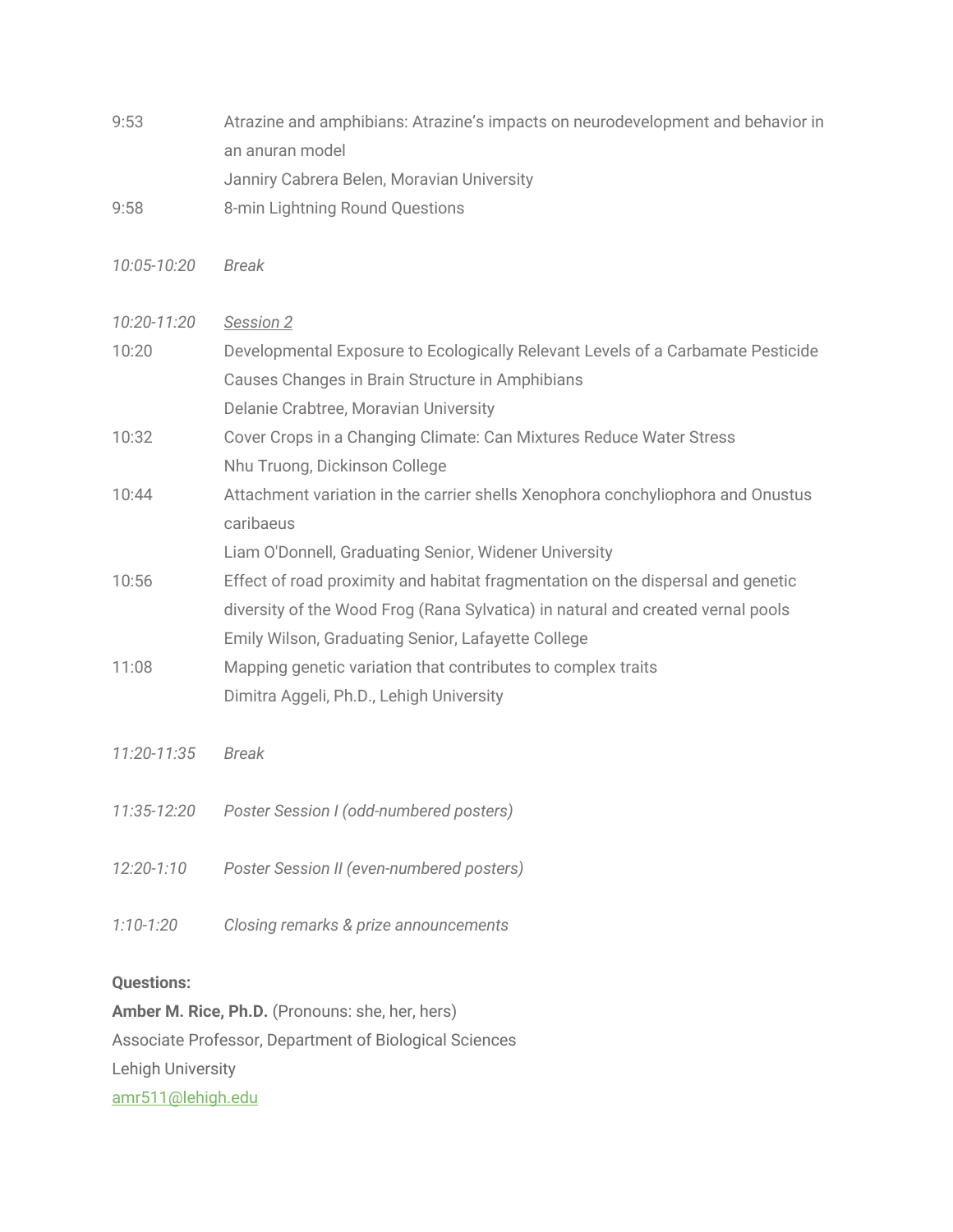| | |
|---|---|
| 9:53 | Atrazine and amphibians: Atrazine's impacts on neurodevelopment and behavior in an anuran model<br>Janniry Cabrera Belen, Moravian University |
| 9:58 | 8-min Lightning Round Questions |
| *10:05-10:20* | *Break* |
| *10:20-11:20* | *<u>Session 2</u>* |
| 10:20 | Developmental Exposure to Ecologically Relevant Levels of a Carbamate Pesticide Causes Changes in Brain Structure in Amphibians<br>Delanie Crabtree, Moravian University |
| 10:32 | Cover Crops in a Changing Climate: Can Mixtures Reduce Water Stress<br>Nhu Truong, Dickinson College |
| 10:44 | Attachment variation in the carrier shells Xenophora conchyliophora and Onustus caribaeus<br>Liam O'Donnell, Graduating Senior, Widener University |
| 10:56 | Effect of road proximity and habitat fragmentation on the dispersal and genetic diversity of the Wood Frog (Rana Sylvatica) in natural and created vernal pools<br>Emily Wilson, Graduating Senior, Lafayette College |
| 11:08 | Mapping genetic variation that contributes to complex traits<br>Dimitra Aggeli, Ph.D., Lehigh University |
| *11:20-11:35* | *Break* |
| *11:35-12:20* | *Poster Session I (odd-numbered posters)* |
| *12:20-1:10* | *Poster Session II (even-numbered posters)* |
| *1:10-1:20* | *Closing remarks & prize announcements* |

**Questions:**

**Amber M. Rice, Ph.D.** (Pronouns: she, her, hers)
Associate Professor, Department of Biological Sciences
Lehigh University
amr511@lehigh.edu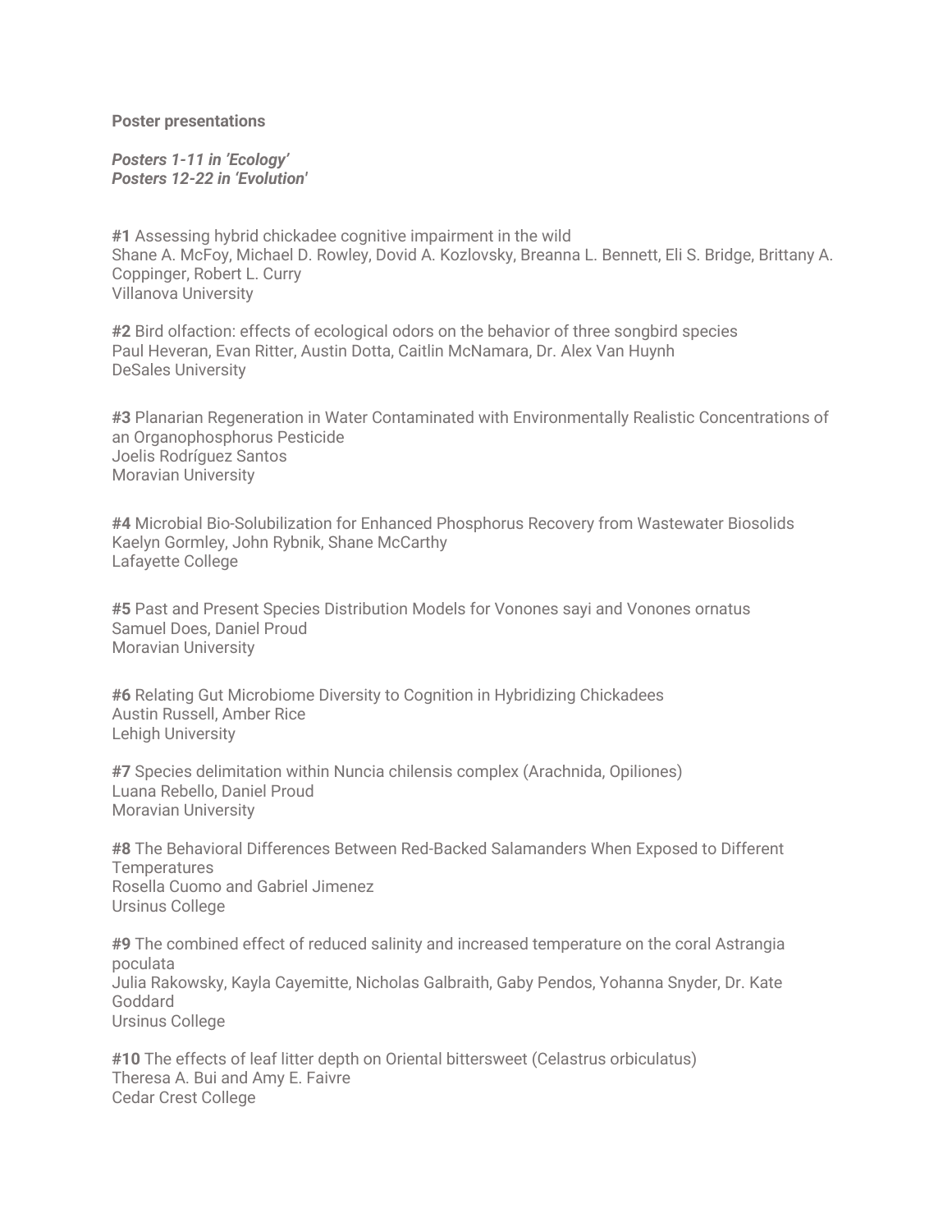**Poster presentations**

***Posters 1-11 in 'Ecology'***
***Posters 12-22 in 'Evolution'***

**#1** Assessing hybrid chickadee cognitive impairment in the wild
Shane A. McFoy, Michael D. Rowley, Dovid A. Kozlovsky, Breanna L. Bennett, Eli S. Bridge, Brittany A. Coppinger, Robert L. Curry
Villanova University

**#2** Bird olfaction: effects of ecological odors on the behavior of three songbird species
Paul Heveran, Evan Ritter, Austin Dotta, Caitlin McNamara, Dr. Alex Van Huynh
DeSales University

**#3** Planarian Regeneration in Water Contaminated with Environmentally Realistic Concentrations of an Organophosphorus Pesticide
Joelis Rodríguez Santos
Moravian University

**#4** Microbial Bio-Solubilization for Enhanced Phosphorus Recovery from Wastewater Biosolids
Kaelyn Gormley, John Rybnik, Shane McCarthy
Lafayette College

**#5** Past and Present Species Distribution Models for Vonones sayi and Vonones ornatus
Samuel Does, Daniel Proud
Moravian University

**#6** Relating Gut Microbiome Diversity to Cognition in Hybridizing Chickadees
Austin Russell, Amber Rice
Lehigh University

**#7** Species delimitation within Nuncia chilensis complex (Arachnida, Opiliones)
Luana Rebello, Daniel Proud
Moravian University

**#8** The Behavioral Differences Between Red-Backed Salamanders When Exposed to Different Temperatures
Rosella Cuomo and Gabriel Jimenez
Ursinus College

**#9** The combined effect of reduced salinity and increased temperature on the coral Astrangia poculata
Julia Rakowsky, Kayla Cayemitte, Nicholas Galbraith, Gaby Pendos, Yohanna Snyder, Dr. Kate Goddard
Ursinus College

**#10** The effects of leaf litter depth on Oriental bittersweet (Celastrus orbiculatus)
Theresa A. Bui and Amy E. Faivre
Cedar Crest College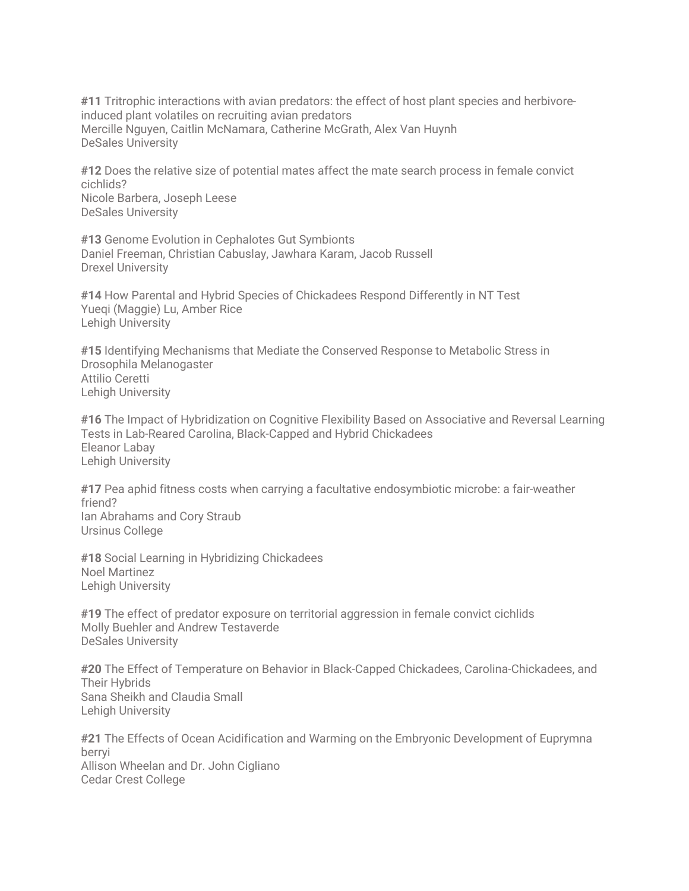**#11** Tritrophic interactions with avian predators: the effect of host plant species and herbivore-induced plant volatiles on recruiting avian predators
Mercille Nguyen, Caitlin McNamara, Catherine McGrath, Alex Van Huynh
DeSales University

**#12** Does the relative size of potential mates affect the mate search process in female convict cichlids?
Nicole Barbera, Joseph Leese
DeSales University

**#13** Genome Evolution in Cephalotes Gut Symbionts
Daniel Freeman, Christian Cabuslay, Jawhara Karam, Jacob Russell
Drexel University

**#14** How Parental and Hybrid Species of Chickadees Respond Differently in NT Test
Yueqi (Maggie) Lu, Amber Rice
Lehigh University

**#15** Identifying Mechanisms that Mediate the Conserved Response to Metabolic Stress in Drosophila Melanogaster
Attilio Ceretti
Lehigh University

**#16** The Impact of Hybridization on Cognitive Flexibility Based on Associative and Reversal Learning Tests in Lab-Reared Carolina, Black-Capped and Hybrid Chickadees
Eleanor Labay
Lehigh University

**#17** Pea aphid fitness costs when carrying a facultative endosymbiotic microbe: a fair-weather friend?
Ian Abrahams and Cory Straub
Ursinus College

**#18** Social Learning in Hybridizing Chickadees
Noel Martinez
Lehigh University

**#19** The effect of predator exposure on territorial aggression in female convict cichlids
Molly Buehler and Andrew Testaverde
DeSales University

**#20** The Effect of Temperature on Behavior in Black-Capped Chickadees, Carolina-Chickadees, and Their Hybrids
Sana Sheikh and Claudia Small
Lehigh University

**#21** The Effects of Ocean Acidification and Warming on the Embryonic Development of Euprymna berryi
Allison Wheelan and Dr. John Cigliano
Cedar Crest College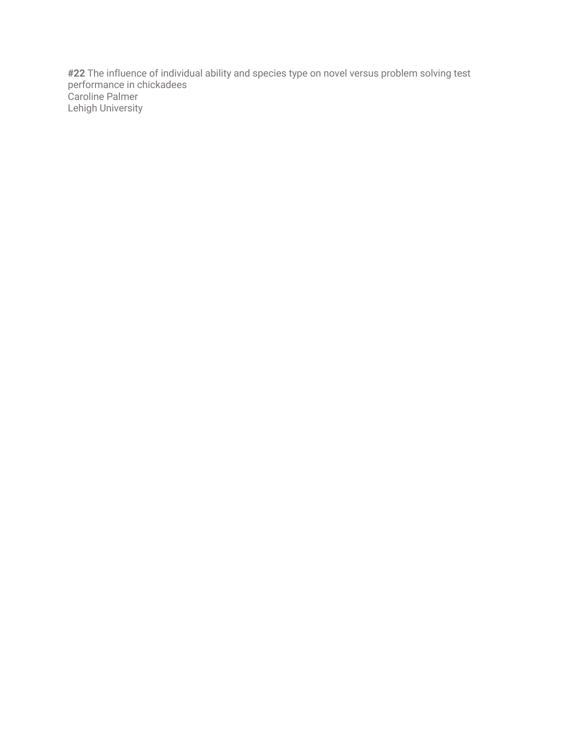**#22** The influence of individual ability and species type on novel versus problem solving test performance in chickadees
Caroline Palmer
Lehigh University